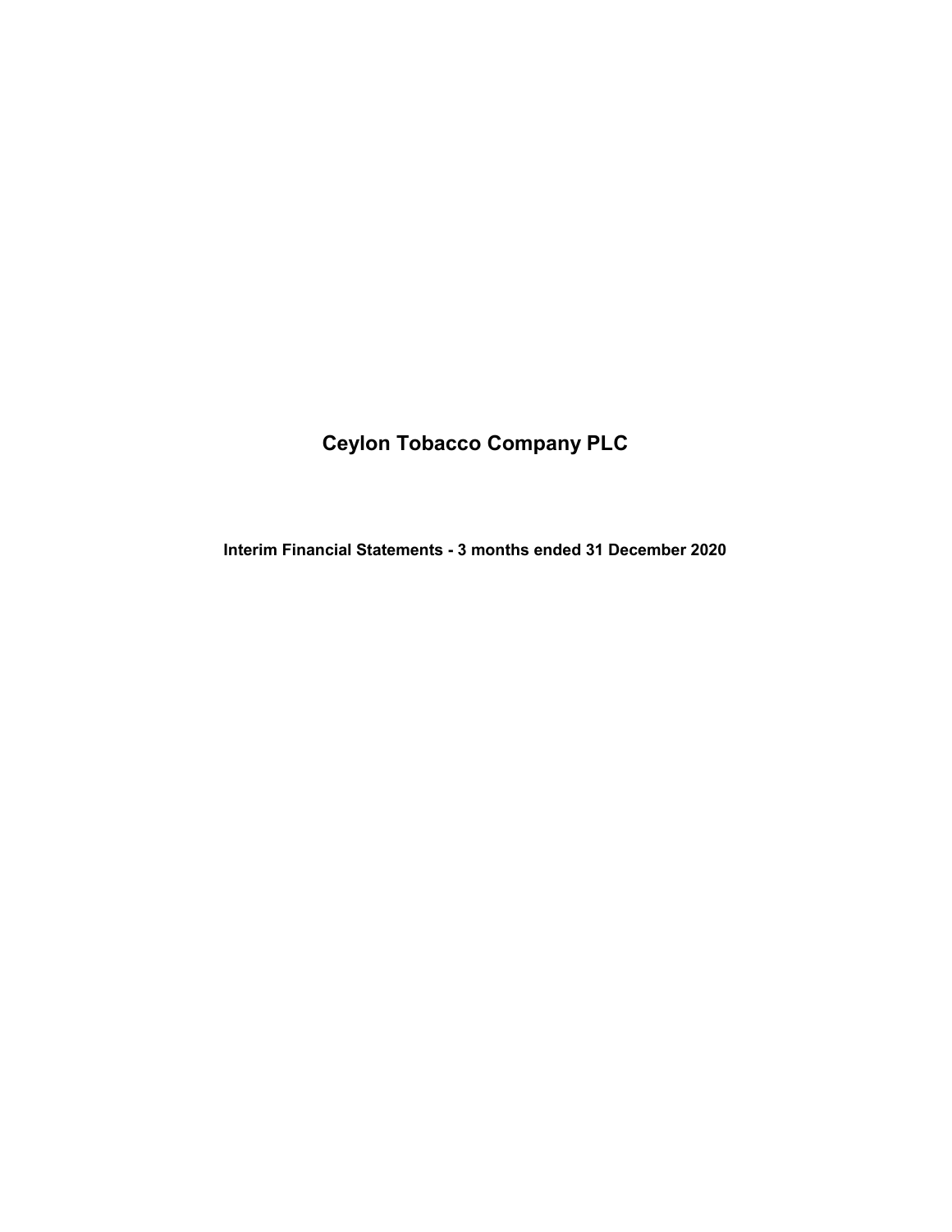# Ceylon Tobacco Company PLC

## Interim Financial Statements - 3 months ended 31 December 2020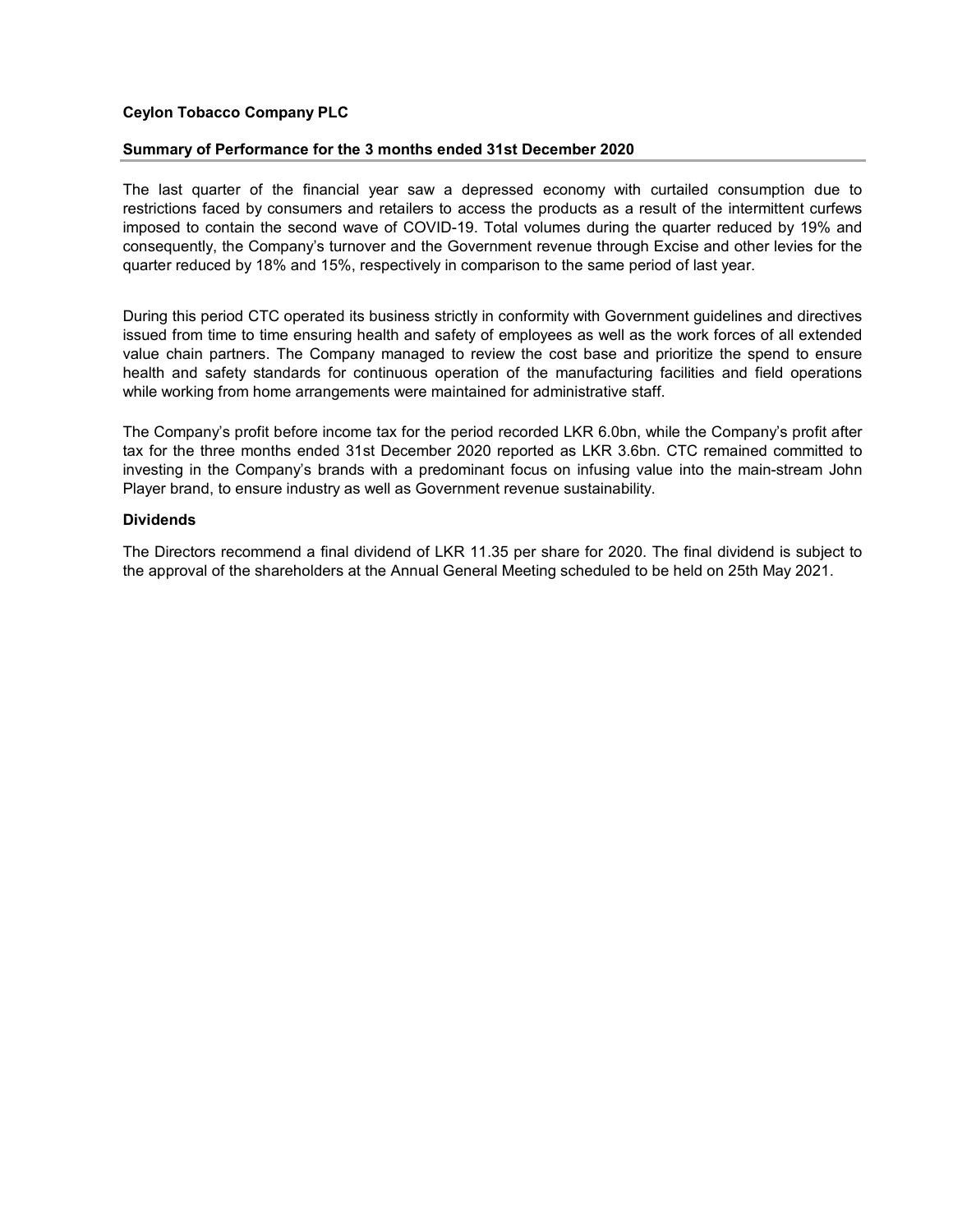**Ceylon Tobacco Company PLC**

**Summary of Performance for the 3 months ended 31st December 2020**

The last quarter of the financial year saw a depressed economy with curtailed consumption due to restrictions faced by consumers and retailers to access the products as a result of the intermittent curfews imposed to contain the second wave of COVID-19. Total volumes during the quarter reduced by 19% and consequently, the Company's turnover and the Government revenue through Excise and other levies for the quarter reduced by 18% and 15%, respectively in comparison to the same period of last year.

During this period CTC operated its business strictly in conformity with Government guidelines and directives issued from time to time ensuring health and safety of employees as well as the work forces of all extended value chain partners. The Company managed to review the cost base and prioritize the spend to ensure health and safety standards for continuous operation of the manufacturing facilities and field operations while working from home arrangements were maintained for administrative staff.

The Company's profit before income tax for the period recorded LKR 6.0bn, while the Company's profit after tax for the three months ended 31st December 2020 reported as LKR 3.6bn. CTC remained committed to investing in the Company's brands with a predominant focus on infusing value into the main-stream John Player brand, to ensure industry as well as Government revenue sustainability.

**Dividends**

The Directors recommend a final dividend of LKR 11.35 per share for 2020. The final dividend is subject to the approval of the shareholders at the Annual General Meeting scheduled to be held on 25th May 2021.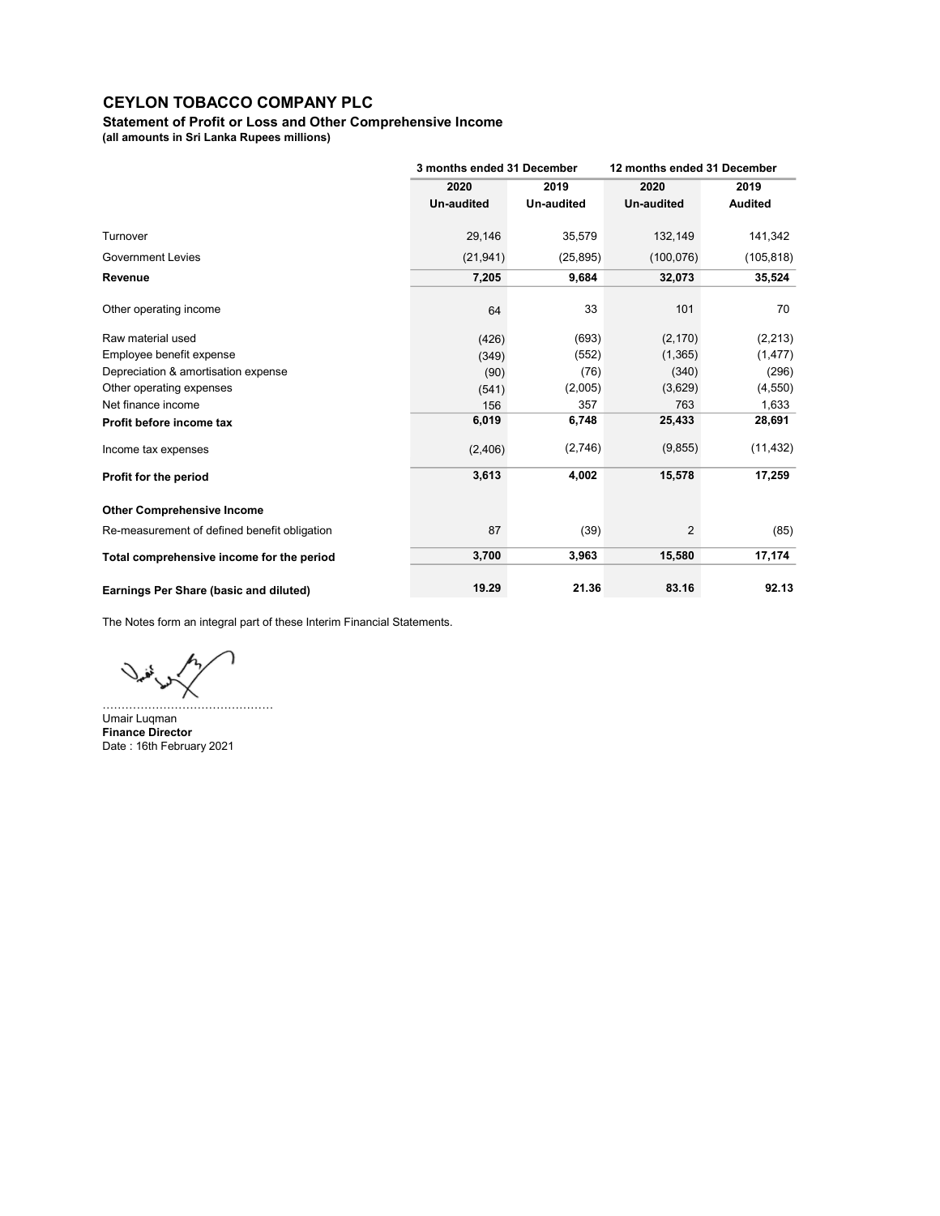# CEYLON TOBACCO COMPANY PLC

**Statement of Profit or Loss and Other Comprehensive Income**
**(all amounts in Sri Lanka Rupees millions)**

| | 3 months ended 31 December | | 12 months ended 31 December | |
|---|---|---|---|---|
| | 2020 | 2019 | 2020 | 2019 |
| | Un-audited | Un-audited | Un-audited | Audited |
| Turnover | 29,146 | 35,579 | 132,149 | 141,342 |
| Government Levies | (21,941) | (25,895) | (100,076) | (105,818) |
| **Revenue** | **7,205** | **9,684** | **32,073** | **35,524** |
| Other operating income | 64 | 33 | 101 | 70 |
| Raw material used | (426) | (693) | (2,170) | (2,213) |
| Employee benefit expense | (349) | (552) | (1,365) | (1,477) |
| Depreciation & amortisation expense | (90) | (76) | (340) | (296) |
| Other operating expenses | (541) | (2,005) | (3,629) | (4,550) |
| Net finance income | 156 | 357 | 763 | 1,633 |
| **Profit before income tax** | **6,019** | **6,748** | **25,433** | **28,691** |
| Income tax expenses | (2,406) | (2,746) | (9,855) | (11,432) |
| **Profit for the period** | **3,613** | **4,002** | **15,578** | **17,259** |
| **Other Comprehensive Income** | | | | |
| Re-measurement of defined benefit obligation | 87 | (39) | 2 | (85) |
| **Total comprehensive income for the period** | **3,700** | **3,963** | **15,580** | **17,174** |
| **Earnings Per Share (basic and diluted)** | **19.29** | **21.36** | **83.16** | **92.13** |

The Notes form an integral part of these Interim Financial Statements.

……………………………………

Umair Luqman
**Finance Director**
Date : 16th February 2021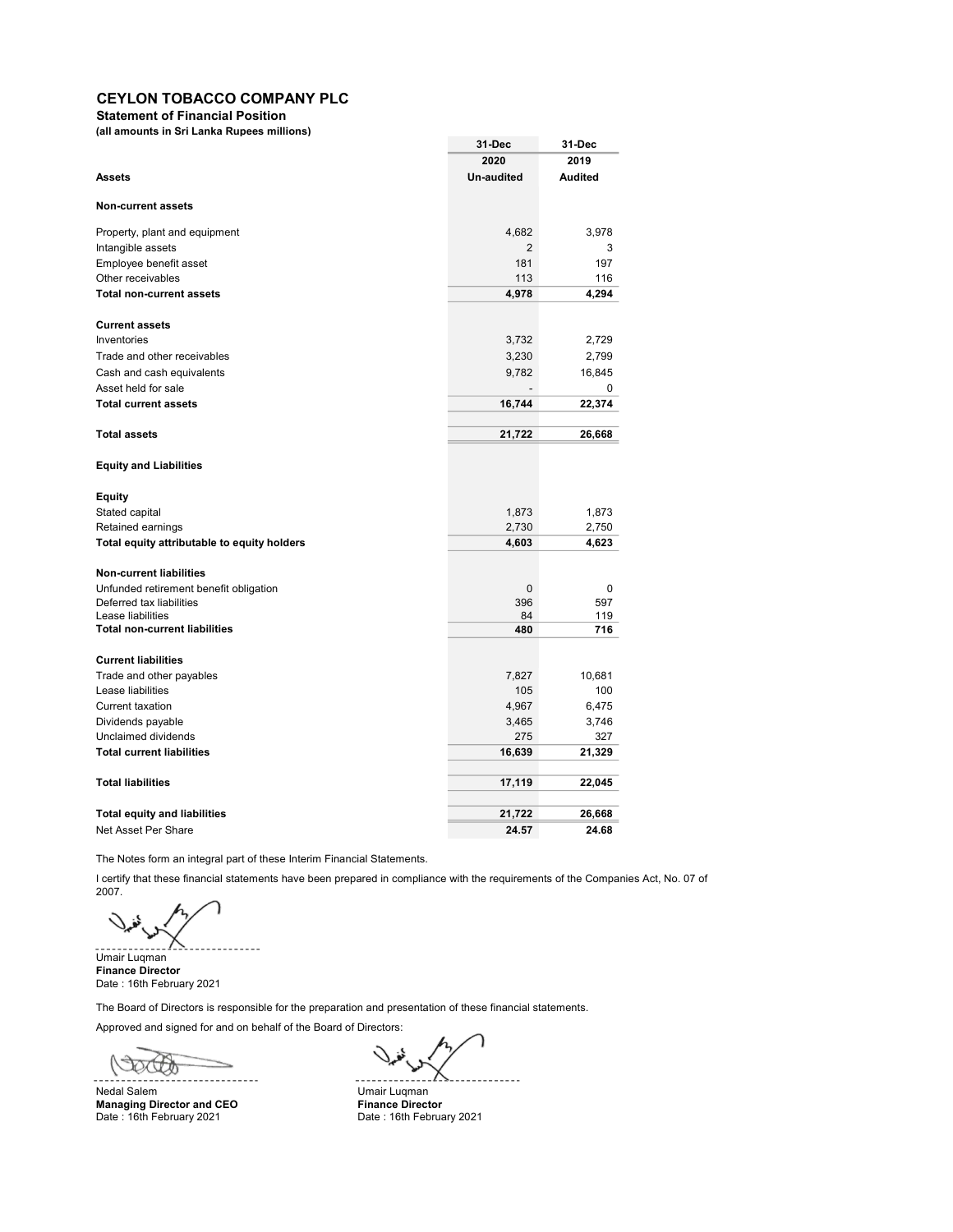# CEYLON TOBACCO COMPANY PLC

**Statement of Financial Position**

**(all amounts in Sri Lanka Rupees millions)**

| | 31-Dec 2020 Un-audited | 31-Dec 2019 Audited |
|---|---|---|
| **Assets** | | |
| **Non-current assets** | | |
| Property, plant and equipment | 4,682 | 3,978 |
| Intangible assets | 2 | 3 |
| Employee benefit asset | 181 | 197 |
| Other receivables | 113 | 116 |
| **Total non-current assets** | **4,978** | **4,294** |
| **Current assets** | | |
| Inventories | 3,732 | 2,729 |
| Trade and other receivables | 3,230 | 2,799 |
| Cash and cash equivalents | 9,782 | 16,845 |
| Asset held for sale | - | 0 |
| **Total current assets** | **16,744** | **22,374** |
| **Total assets** | **21,722** | **26,668** |
| **Equity and Liabilities** | | |
| **Equity** | | |
| Stated capital | 1,873 | 1,873 |
| Retained earnings | 2,730 | 2,750 |
| **Total equity attributable to equity holders** | **4,603** | **4,623** |
| **Non-current liabilities** | | |
| Unfunded retirement benefit obligation | 0 | 0 |
| Deferred tax liabilities | 396 | 597 |
| Lease liabilities | 84 | 119 |
| **Total non-current liabilities** | **480** | **716** |
| **Current liabilities** | | |
| Trade and other payables | 7,827 | 10,681 |
| Lease liabilities | 105 | 100 |
| Current taxation | 4,967 | 6,475 |
| Dividends payable | 3,465 | 3,746 |
| Unclaimed dividends | 275 | 327 |
| **Total current liabilities** | **16,639** | **21,329** |
| **Total liabilities** | **17,119** | **22,045** |
| **Total equity and liabilities** | **21,722** | **26,668** |
| Net Asset Per Share | **24.57** | **24.68** |

The Notes form an integral part of these Interim Financial Statements.

I certify that these financial statements have been prepared in compliance with the requirements of the Companies Act, No. 07 of 2007.

Umair Luqman
**Finance Director**
Date : 16th February 2021

The Board of Directors is responsible for the preparation and presentation of these financial statements.

Approved and signed for and on behalf of the Board of Directors:

Nedal Salem
**Managing Director and CEO**
Date : 16th February 2021

Umair Luqman
**Finance Director**
Date : 16th February 2021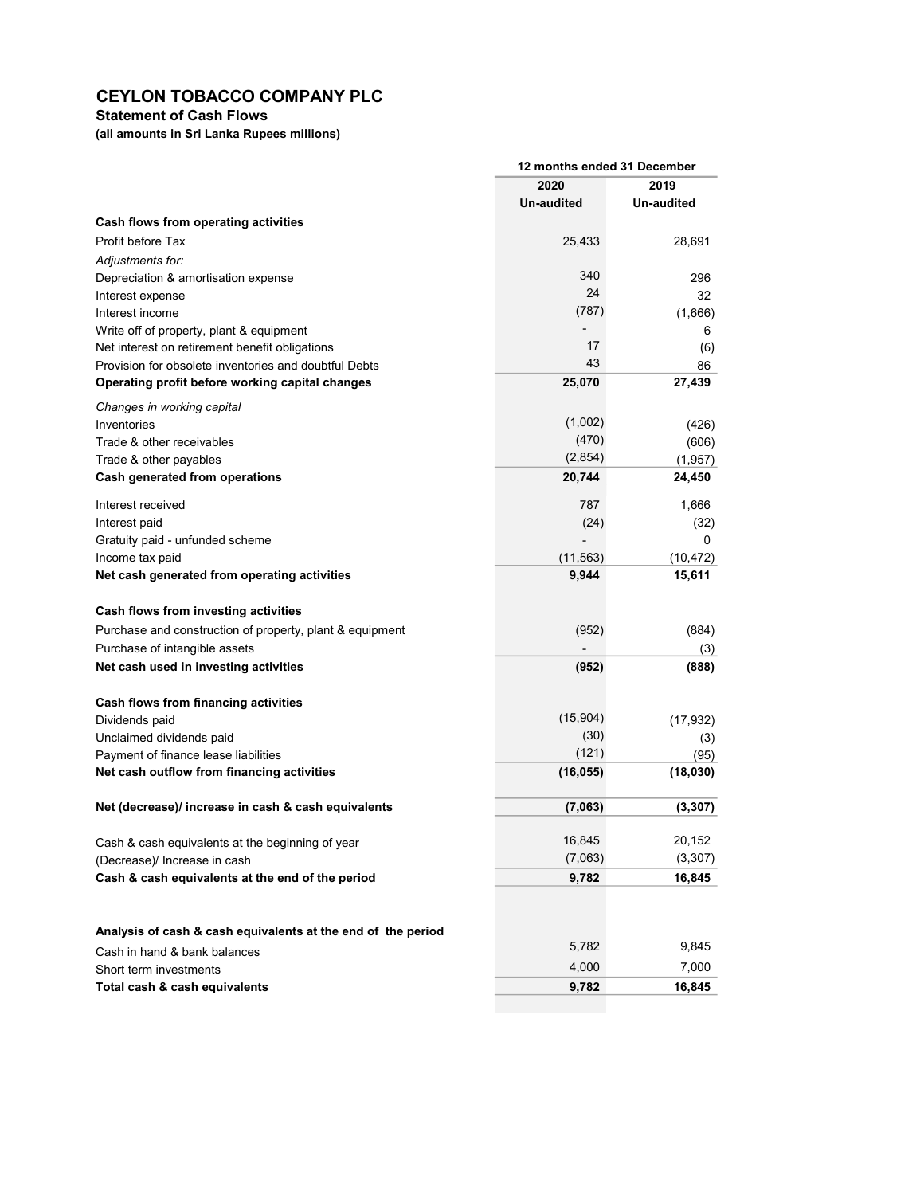# CEYLON TOBACCO COMPANY PLC

**Statement of Cash Flows**

**(all amounts in Sri Lanka Rupees millions)**

| | 12 months ended 31 December | |
|---|---|---|
| | 2020 | 2019 |
| | Un-audited | Un-audited |
| **Cash flows from operating activities** | | |
| Profit before Tax | 25,433 | 28,691 |
| *Adjustments for:* | | |
| Depreciation & amortisation expense | 340 | 296 |
| Interest expense | 24 | 32 |
| Interest income | (787) | (1,666) |
| Write off of property, plant & equipment | - | 6 |
| Net interest on retirement benefit obligations | 17 | (6) |
| Provision for obsolete inventories and doubtful Debts | 43 | 86 |
| **Operating profit before working capital changes** | **25,070** | **27,439** |
| *Changes in working capital* | | |
| Inventories | (1,002) | (426) |
| Trade & other receivables | (470) | (606) |
| Trade & other payables | (2,854) | (1,957) |
| **Cash generated from operations** | **20,744** | **24,450** |
| Interest received | 787 | 1,666 |
| Interest paid | (24) | (32) |
| Gratuity paid - unfunded scheme | - | 0 |
| Income tax paid | (11,563) | (10,472) |
| **Net cash generated from operating activities** | **9,944** | **15,611** |
| **Cash flows from investing activities** | | |
| Purchase and construction of property, plant & equipment | (952) | (884) |
| Purchase of intangible assets | - | (3) |
| **Net cash used in investing activities** | **(952)** | **(888)** |
| **Cash flows from financing activities** | | |
| Dividends paid | (15,904) | (17,932) |
| Unclaimed dividends paid | (30) | (3) |
| Payment of finance lease liabilities | (121) | (95) |
| **Net cash outflow from financing activities** | **(16,055)** | **(18,030)** |
| **Net (decrease)/ increase in cash & cash equivalents** | **(7,063)** | **(3,307)** |
| Cash & cash equivalents at the beginning of year | 16,845 | 20,152 |
| (Decrease)/ Increase in cash | (7,063) | (3,307) |
| **Cash & cash equivalents at the end of the period** | **9,782** | **16,845** |
| **Analysis of cash & cash equivalents at the end of the period** | | |
| Cash in hand & bank balances | 5,782 | 9,845 |
| Short term investments | 4,000 | 7,000 |
| **Total cash & cash equivalents** | **9,782** | **16,845** |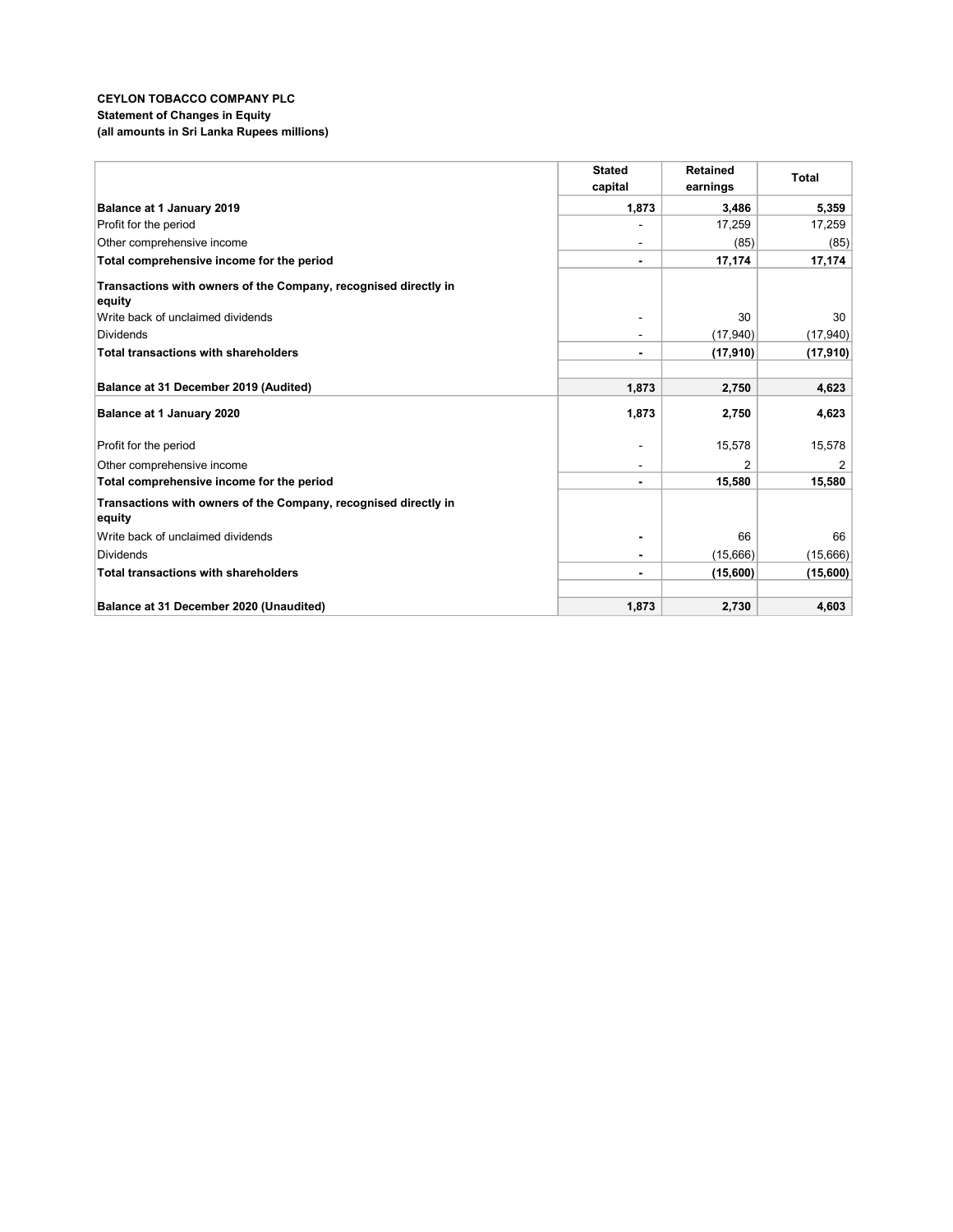**CEYLON TOBACCO COMPANY PLC**
**Statement of Changes in Equity**
**(all amounts in Sri Lanka Rupees millions)**

| | Stated capital | Retained earnings | Total |
|---|---|---|---|
| **Balance at 1 January 2019** | **1,873** | **3,486** | **5,359** |
| Profit for the period | - | 17,259 | 17,259 |
| Other comprehensive income | - | (85) | (85) |
| **Total comprehensive income for the period** | **-** | **17,174** | **17,174** |
| **Transactions with owners of the Company, recognised directly in equity** | | | |
| Write back of unclaimed dividends | - | 30 | 30 |
| Dividends | - | (17,940) | (17,940) |
| **Total transactions with shareholders** | **-** | **(17,910)** | **(17,910)** |
| | | | |
| **Balance at 31 December 2019 (Audited)** | **1,873** | **2,750** | **4,623** |
| **Balance at 1 January 2020** | **1,873** | **2,750** | **4,623** |
| Profit for the period | - | 15,578 | 15,578 |
| Other comprehensive income | - | 2 | 2 |
| **Total comprehensive income for the period** | **-** | **15,580** | **15,580** |
| **Transactions with owners of the Company, recognised directly in equity** | | | |
| Write back of unclaimed dividends | - | 66 | 66 |
| Dividends | - | (15,666) | (15,666) |
| **Total transactions with shareholders** | **-** | **(15,600)** | **(15,600)** |
| | | | |
| **Balance at 31 December 2020 (Unaudited)** | **1,873** | **2,730** | **4,603** |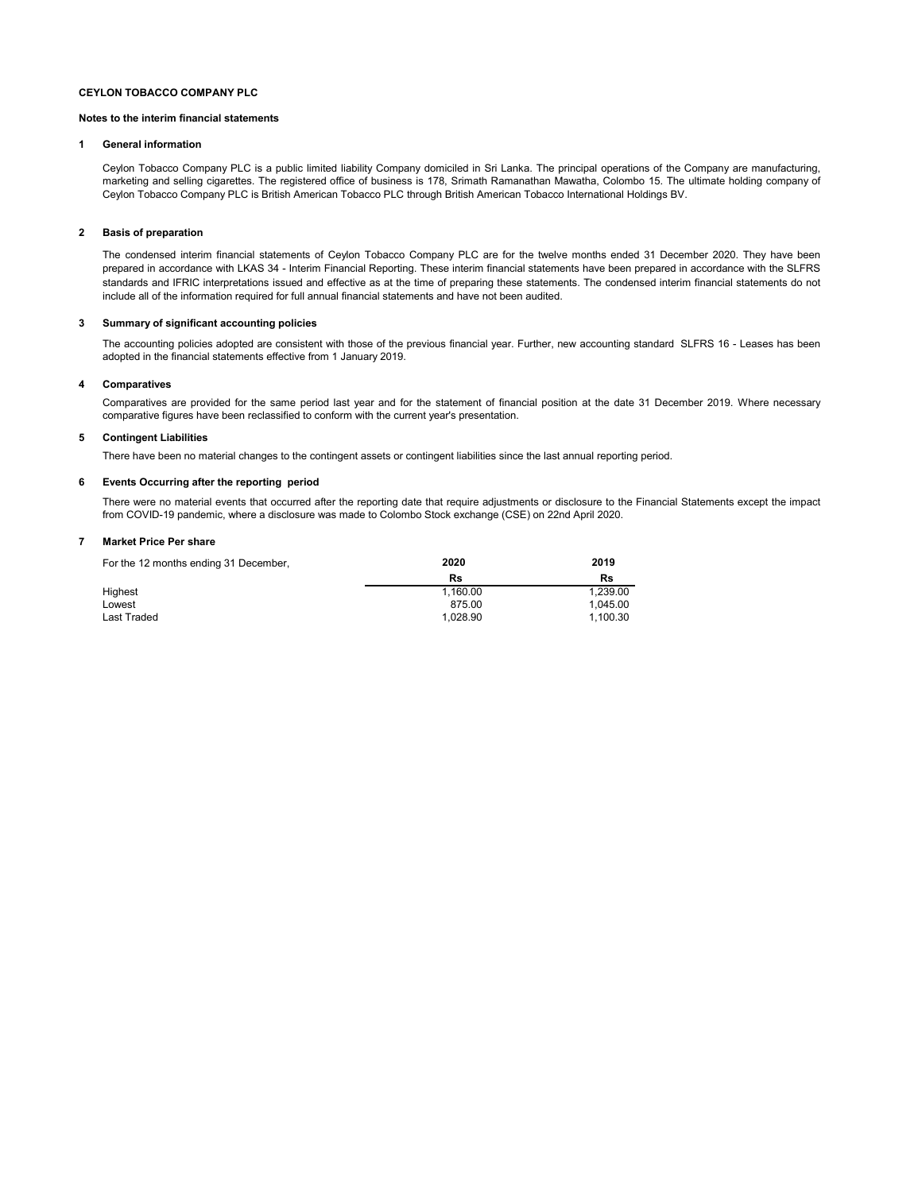**CEYLON TOBACCO COMPANY PLC**

**Notes to the interim financial statements**

**1 General information**

Ceylon Tobacco Company PLC is a public limited liability Company domiciled in Sri Lanka. The principal operations of the Company are manufacturing, marketing and selling cigarettes. The registered office of business is 178, Srimath Ramanathan Mawatha, Colombo 15. The ultimate holding company of Ceylon Tobacco Company PLC is British American Tobacco PLC through British American Tobacco International Holdings BV.

**2 Basis of preparation**

The condensed interim financial statements of Ceylon Tobacco Company PLC are for the twelve months ended 31 December 2020. They have been prepared in accordance with LKAS 34 - Interim Financial Reporting. These interim financial statements have been prepared in accordance with the SLFRS standards and IFRIC interpretations issued and effective as at the time of preparing these statements. The condensed interim financial statements do not include all of the information required for full annual financial statements and have not been audited.

**3 Summary of significant accounting policies**

The accounting policies adopted are consistent with those of the previous financial year. Further, new accounting standard SLFRS 16 - Leases has been adopted in the financial statements effective from 1 January 2019.

**4 Comparatives**

Comparatives are provided for the same period last year and for the statement of financial position at the date 31 December 2019. Where necessary comparative figures have been reclassified to conform with the current year's presentation.

**5 Contingent Liabilities**

There have been no material changes to the contingent assets or contingent liabilities since the last annual reporting period.

**6 Events Occurring after the reporting period**

There were no material events that occurred after the reporting date that require adjustments or disclosure to the Financial Statements except the impact from COVID-19 pandemic, where a disclosure was made to Colombo Stock exchange (CSE) on 22nd April 2020.

**7 Market Price Per share**

| For the 12 months ending 31 December, | 2020 | 2019 |
|---|---|---|
| | Rs | Rs |
| Highest | 1,160.00 | 1,239.00 |
| Lowest | 875.00 | 1,045.00 |
| Last Traded | 1,028.90 | 1,100.30 |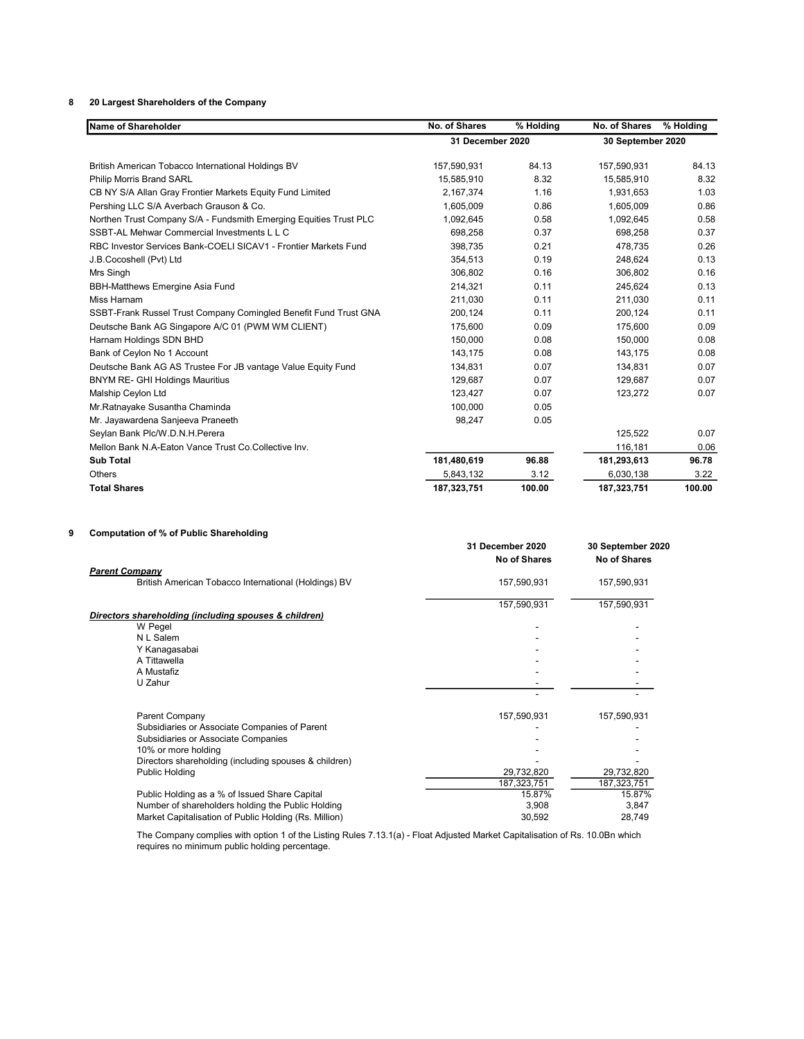## 8 20 Largest Shareholders of the Company

| Name of Shareholder | No. of Shares | % Holding | No. of Shares | % Holding |
|---|---|---|---|---|
| | 31 December 2020 | | 30 September 2020 | |
| British American Tobacco International Holdings BV | 157,590,931 | 84.13 | 157,590,931 | 84.13 |
| Philip Morris Brand SARL | 15,585,910 | 8.32 | 15,585,910 | 8.32 |
| CB NY S/A Allan Gray Frontier Markets Equity Fund Limited | 2,167,374 | 1.16 | 1,931,653 | 1.03 |
| Pershing LLC S/A Averbach Grauson & Co. | 1,605,009 | 0.86 | 1,605,009 | 0.86 |
| Northen Trust Company S/A - Fundsmith Emerging Equities Trust PLC | 1,092,645 | 0.58 | 1,092,645 | 0.58 |
| SSBT-AL Mehwar Commercial Investments L L C | 698,258 | 0.37 | 698,258 | 0.37 |
| RBC Investor Services Bank-COELI SICAV1 - Frontier Markets Fund | 398,735 | 0.21 | 478,735 | 0.26 |
| J.B.Cocoshell (Pvt) Ltd | 354,513 | 0.19 | 248,624 | 0.13 |
| Mrs Singh | 306,802 | 0.16 | 306,802 | 0.16 |
| BBH-Matthews Emergine Asia Fund | 214,321 | 0.11 | 245,624 | 0.13 |
| Miss Harnam | 211,030 | 0.11 | 211,030 | 0.11 |
| SSBT-Frank Russel Trust Company Comingled Benefit Fund Trust GNA | 200,124 | 0.11 | 200,124 | 0.11 |
| Deutsche Bank AG Singapore A/C 01 (PWM WM CLIENT) | 175,600 | 0.09 | 175,600 | 0.09 |
| Harnam Holdings SDN BHD | 150,000 | 0.08 | 150,000 | 0.08 |
| Bank of Ceylon No 1 Account | 143,175 | 0.08 | 143,175 | 0.08 |
| Deutsche Bank AG AS Trustee For JB vantage Value Equity Fund | 134,831 | 0.07 | 134,831 | 0.07 |
| BNYM RE- GHI Holdings Mauritius | 129,687 | 0.07 | 129,687 | 0.07 |
| Malship Ceylon Ltd | 123,427 | 0.07 | 123,272 | 0.07 |
| Mr.Ratnayake Susantha Chaminda | 100,000 | 0.05 | | |
| Mr. Jayawardena Sanjeeva Praneeth | 98,247 | 0.05 | | |
| Seylan Bank Plc/W.D.N.H.Perera | | | 125,522 | 0.07 |
| Mellon Bank N.A-Eaton Vance Trust Co.Collective Inv. | | | 116,181 | 0.06 |
| **Sub Total** | **181,480,619** | **96.88** | **181,293,613** | **96.78** |
| Others | 5,843,132 | 3.12 | 6,030,138 | 3.22 |
| **Total Shares** | **187,323,751** | **100.00** | **187,323,751** | **100.00** |

## 9 Computation of % of Public Shareholding

| | 31 December 2020<br>No of Shares | 30 September 2020<br>No of Shares |
|---|---|---|
| ***Parent Company*** | | |
| British American Tobacco International (Holdings) BV | 157,590,931 | 157,590,931 |
| | 157,590,931 | 157,590,931 |
| ***Directors shareholding (including spouses & children)*** | | |
| W Pegel | - | - |
| N L Salem | - | - |
| Y Kanagasabai | - | - |
| A Tittawella | - | - |
| A Mustafiz | - | - |
| U Zahur | - | - |
| | - | - |
| Parent Company | 157,590,931 | 157,590,931 |
| Subsidiaries or Associate Companies of Parent | - | - |
| Subsidiaries or Associate Companies | - | - |
| 10% or more holding | - | - |
| Directors shareholding (including spouses & children) | - | - |
| Public Holding | 29,732,820 | 29,732,820 |
| | 187,323,751 | 187,323,751 |
| Public Holding as a % of Issued Share Capital | 15.87% | 15.87% |
| Number of shareholders holding the Public Holding | 3,908 | 3,847 |
| Market Capitalisation of Public Holding (Rs. Million) | 30,592 | 28,749 |

The Company complies with option 1 of the Listing Rules 7.13.1(a) - Float Adjusted Market Capitalisation of Rs. 10.0Bn which requires no minimum public holding percentage.